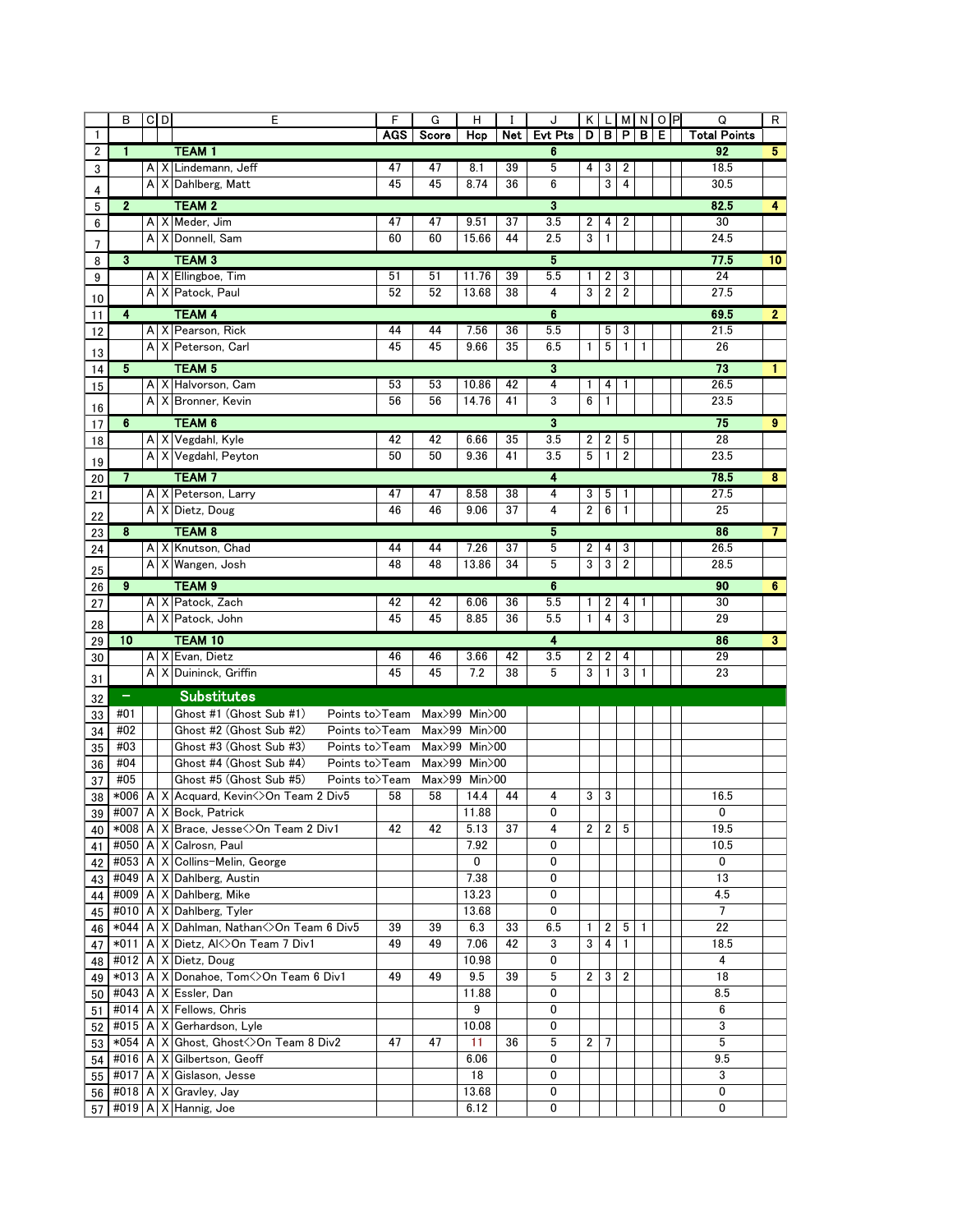| | B | C | D | E | F | G | H | I | J | K | L | M | N | O | P | Q | R |
|---|---|---|---|---|---|---|---|---|---|---|---|---|---|---|---|---|---|
| 1 | | | | | AGS | Score | Hcp | Net | Evt Pts | D | B | P | B | E | | Total Points | |
| 2 | 1 | | | TEAM 1 | | | | | 6 | | | | | | | 92 | 5 |
| 3 | | A | X | Lindemann, Jeff | 47 | 47 | 8.1 | 39 | 5 | 4 | 3 | 2 | | | | 18.5 | |
| 4 | | A | X | Dahlberg, Matt | 45 | 45 | 8.74 | 36 | 6 | | 3 | 4 | | | | 30.5 | |
| 5 | 2 | | | TEAM 2 | | | | | 3 | | | | | | | 82.5 | 4 |
| 6 | | A | X | Meder, Jim | 47 | 47 | 9.51 | 37 | 3.5 | 2 | 4 | 2 | | | | 30 | |
| 7 | | A | X | Donnell, Sam | 60 | 60 | 15.66 | 44 | 2.5 | 3 | 1 | | | | | 24.5 | |
| 8 | 3 | | | TEAM 3 | | | | | 5 | | | | | | | 77.5 | 10 |
| 9 | | A | X | Ellingboe, Tim | 51 | 51 | 11.76 | 39 | 5.5 | 1 | 2 | 3 | | | | 24 | |
| 10 | | A | X | Patock, Paul | 52 | 52 | 13.68 | 38 | 4 | 3 | 2 | 2 | | | | 27.5 | |
| 11 | 4 | | | TEAM 4 | | | | | 6 | | | | | | | 69.5 | 2 |
| 12 | | A | X | Pearson, Rick | 44 | 44 | 7.56 | 36 | 5.5 | | 5 | 3 | | | | 21.5 | |
| 13 | | A | X | Peterson, Carl | 45 | 45 | 9.66 | 35 | 6.5 | 1 | 5 | 1 | 1 | | | 26 | |
| 14 | 5 | | | TEAM 5 | | | | | 3 | | | | | | | 73 | 1 |
| 15 | | A | X | Halvorson, Cam | 53 | 53 | 10.86 | 42 | 4 | 1 | 4 | 1 | | | | 26.5 | |
| 16 | | A | X | Bronner, Kevin | 56 | 56 | 14.76 | 41 | 3 | 6 | 1 | | | | | 23.5 | |
| 17 | 6 | | | TEAM 6 | | | | | 3 | | | | | | | 75 | 9 |
| 18 | | A | X | Vegdahl, Kyle | 42 | 42 | 6.66 | 35 | 3.5 | 2 | 2 | 5 | | | | 28 | |
| 19 | | A | X | Vegdahl, Peyton | 50 | 50 | 9.36 | 41 | 3.5 | 5 | 1 | 2 | | | | 23.5 | |
| 20 | 7 | | | TEAM 7 | | | | | 4 | | | | | | | 78.5 | 8 |
| 21 | | A | X | Peterson, Larry | 47 | 47 | 8.58 | 38 | 4 | 3 | 5 | 1 | | | | 27.5 | |
| 22 | | A | X | Dietz, Doug | 46 | 46 | 9.06 | 37 | 4 | 2 | 6 | 1 | | | | 25 | |
| 23 | 8 | | | TEAM 8 | | | | | 5 | | | | | | | 86 | 7 |
| 24 | | A | X | Knutson, Chad | 44 | 44 | 7.26 | 37 | 5 | 2 | 4 | 3 | | | | 26.5 | |
| 25 | | A | X | Wangen, Josh | 48 | 48 | 13.86 | 34 | 5 | 3 | 3 | 2 | | | | 28.5 | |
| 26 | 9 | | | TEAM 9 | | | | | 6 | | | | | | | 90 | 6 |
| 27 | | A | X | Patock, Zach | 42 | 42 | 6.06 | 36 | 5.5 | 1 | 2 | 4 | 1 | | | 30 | |
| 28 | | A | X | Patock, John | 45 | 45 | 8.85 | 36 | 5.5 | 1 | 4 | 3 | | | | 29 | |
| 29 | 10 | | | TEAM 10 | | | | | 4 | | | | | | | 86 | 3 |
| 30 | | A | X | Evan, Dietz | 46 | 46 | 3.66 | 42 | 3.5 | 2 | 2 | 4 | | | | 29 | |
| 31 | | A | X | Duininck, Griffin | 45 | 45 | 7.2 | 38 | 5 | 3 | 1 | 3 | 1 | | | 23 | |
| 32 | – | | | Substitutes | | | | | | | | | | | | | |
| 33 | #01 | | | Ghost #1 (Ghost Sub #1) Points to>Team | Max>99 | Min>00 | | | | | | | | | | | |
| 34 | #02 | | | Ghost #2 (Ghost Sub #2) Points to>Team | Max>99 | Min>00 | | | | | | | | | | | |
| 35 | #03 | | | Ghost #3 (Ghost Sub #3) Points to>Team | Max>99 | Min>00 | | | | | | | | | | | |
| 36 | #04 | | | Ghost #4 (Ghost Sub #4) Points to>Team | Max>99 | Min>00 | | | | | | | | | | | |
| 37 | #05 | | | Ghost #5 (Ghost Sub #5) Points to>Team | Max>99 | Min>00 | | | | | | | | | | | |
| 38 | *006 | A | X | Acquard, Kevin<>On Team 2 Div5 | 58 | 58 | 14.4 | 44 | 4 | 3 | 3 | | | | | 16.5 | |
| 39 | #007 | A | X | Bock, Patrick | | | 11.88 | | 0 | | | | | | | 0 | |
| 40 | *008 | A | X | Brace, Jesse<>On Team 2 Div1 | 42 | 42 | 5.13 | 37 | 4 | 2 | 2 | 5 | | | | 19.5 | |
| 41 | #050 | A | X | Calrosn, Paul | | | 7.92 | | 0 | | | | | | | 10.5 | |
| 42 | #053 | A | X | Collins-Melin, George | | | 0 | | 0 | | | | | | | 0 | |
| 43 | #049 | A | X | Dahlberg, Austin | | | 7.38 | | 0 | | | | | | | 13 | |
| 44 | #009 | A | X | Dahlberg, Mike | | | 13.23 | | 0 | | | | | | | 4.5 | |
| 45 | #010 | A | X | Dahlberg, Tyler | | | 13.68 | | 0 | | | | | | | 7 | |
| 46 | *044 | A | X | Dahlman, Nathan<>On Team 6 Div5 | 39 | 39 | 6.3 | 33 | 6.5 | 1 | 2 | 5 | 1 | | | 22 | |
| 47 | *011 | A | X | Dietz, Al<>On Team 7 Div1 | 49 | 49 | 7.06 | 42 | 3 | 3 | 4 | 1 | | | | 18.5 | |
| 48 | #012 | A | X | Dietz, Doug | | | 10.98 | | 0 | | | | | | | 4 | |
| 49 | *013 | A | X | Donahoe, Tom<>On Team 6 Div1 | 49 | 49 | 9.5 | 39 | 5 | 2 | 3 | 2 | | | | 18 | |
| 50 | #043 | A | X | Essler, Dan | | | 11.88 | | 0 | | | | | | | 8.5 | |
| 51 | #014 | A | X | Fellows, Chris | | | 9 | | 0 | | | | | | | 6 | |
| 52 | #015 | A | X | Gerhardson, Lyle | | | 10.08 | | 0 | | | | | | | 3 | |
| 53 | *054 | A | X | Ghost, Ghost<>On Team 8 Div2 | 47 | 47 | 11 | 36 | 5 | 2 | 7 | | | | | 5 | |
| 54 | #016 | A | X | Gilbertson, Geoff | | | 6.06 | | 0 | | | | | | | 9.5 | |
| 55 | #017 | A | X | Gislason, Jesse | | | 18 | | 0 | | | | | | | 3 | |
| 56 | #018 | A | X | Gravley, Jay | | | 13.68 | | 0 | | | | | | | 0 | |
| 57 | #019 | A | X | Hannig, Joe | | | 6.12 | | 0 | | | | | | | 0 | |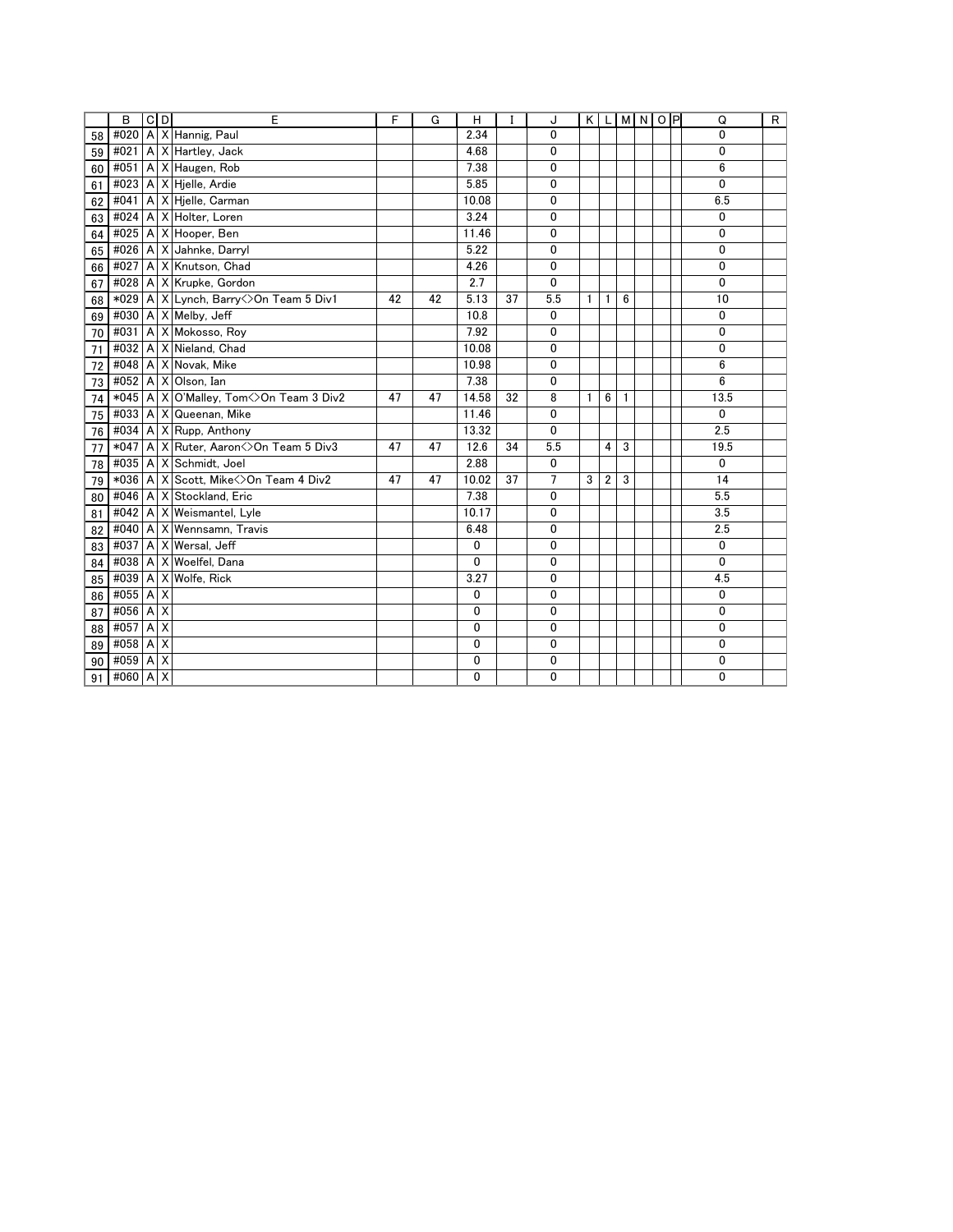| | B | C | D | E | F | G | H | I | J | K | L | M | N | O | P | Q | R |
|---|---|---|---|---|---|---|---|---|---|---|---|---|---|---|---|---|---|
| 58 | #020 | A | X | Hannig, Paul | | | 2.34 | | 0 | | | | | | | 0 | |
| 59 | #021 | A | X | Hartley, Jack | | | 4.68 | | 0 | | | | | | | 0 | |
| 60 | #051 | A | X | Haugen, Rob | | | 7.38 | | 0 | | | | | | | 6 | |
| 61 | #023 | A | X | Hjelle, Ardie | | | 5.85 | | 0 | | | | | | | 0 | |
| 62 | #041 | A | X | Hjelle, Carman | | | 10.08 | | 0 | | | | | | | 6.5 | |
| 63 | #024 | A | X | Holter, Loren | | | 3.24 | | 0 | | | | | | | 0 | |
| 64 | #025 | A | X | Hooper, Ben | | | 11.46 | | 0 | | | | | | | 0 | |
| 65 | #026 | A | X | Jahnke, Darryl | | | 5.22 | | 0 | | | | | | | 0 | |
| 66 | #027 | A | X | Knutson, Chad | | | 4.26 | | 0 | | | | | | | 0 | |
| 67 | #028 | A | X | Krupke, Gordon | | | 2.7 | | 0 | | | | | | | 0 | |
| 68 | *029 | A | X | Lynch, Barry◇On Team 5 Div1 | 42 | 42 | 5.13 | 37 | 5.5 | 1 | 1 | 6 | | | | 10 | |
| 69 | #030 | A | X | Melby, Jeff | | | 10.8 | | 0 | | | | | | | 0 | |
| 70 | #031 | A | X | Mokosso, Roy | | | 7.92 | | 0 | | | | | | | 0 | |
| 71 | #032 | A | X | Nieland, Chad | | | 10.08 | | 0 | | | | | | | 0 | |
| 72 | #048 | A | X | Novak, Mike | | | 10.98 | | 0 | | | | | | | 6 | |
| 73 | #052 | A | X | Olson, Ian | | | 7.38 | | 0 | | | | | | | 6 | |
| 74 | *045 | A | X | O'Malley, Tom◇On Team 3 Div2 | 47 | 47 | 14.58 | 32 | 8 | 1 | 6 | 1 | | | | 13.5 | |
| 75 | #033 | A | X | Queenan, Mike | | | 11.46 | | 0 | | | | | | | 0 | |
| 76 | #034 | A | X | Rupp, Anthony | | | 13.32 | | 0 | | | | | | | 2.5 | |
| 77 | *047 | A | X | Ruter, Aaron◇On Team 5 Div3 | 47 | 47 | 12.6 | 34 | 5.5 | | 4 | 3 | | | | 19.5 | |
| 78 | #035 | A | X | Schmidt, Joel | | | 2.88 | | 0 | | | | | | | 0 | |
| 79 | *036 | A | X | Scott, Mike◇On Team 4 Div2 | 47 | 47 | 10.02 | 37 | 7 | 3 | 2 | 3 | | | | 14 | |
| 80 | #046 | A | X | Stockland, Eric | | | 7.38 | | 0 | | | | | | | 5.5 | |
| 81 | #042 | A | X | Weismantel, Lyle | | | 10.17 | | 0 | | | | | | | 3.5 | |
| 82 | #040 | A | X | Wennsamn, Travis | | | 6.48 | | 0 | | | | | | | 2.5 | |
| 83 | #037 | A | X | Wersal, Jeff | | | 0 | | 0 | | | | | | | 0 | |
| 84 | #038 | A | X | Woelfel, Dana | | | 0 | | 0 | | | | | | | 0 | |
| 85 | #039 | A | X | Wolfe, Rick | | | 3.27 | | 0 | | | | | | | 4.5 | |
| 86 | #055 | A | X | | | | 0 | | 0 | | | | | | | 0 | |
| 87 | #056 | A | X | | | | 0 | | 0 | | | | | | | 0 | |
| 88 | #057 | A | X | | | | 0 | | 0 | | | | | | | 0 | |
| 89 | #058 | A | X | | | | 0 | | 0 | | | | | | | 0 | |
| 90 | #059 | A | X | | | | 0 | | 0 | | | | | | | 0 | |
| 91 | #060 | A | X | | | | 0 | | 0 | | | | | | | 0 | |